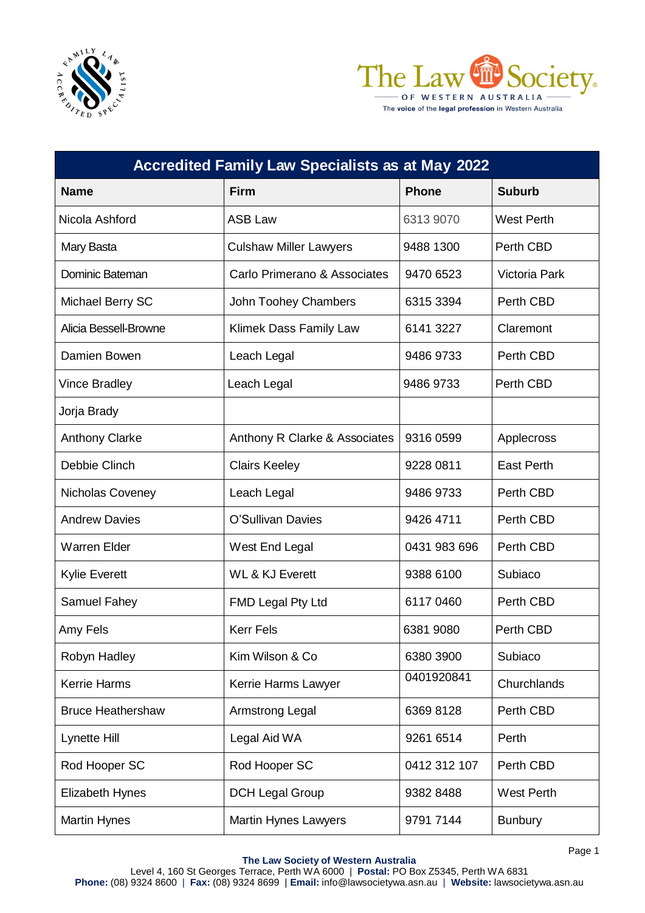The Law Society OF WESTERN AUSTRALIA

The voice of the legal profession in Western Australia

| Accredited Family Law Specialists as at May 2022 | | | |
|---|---|---|---|
| **Name** | **Firm** | **Phone** | **Suburb** |
| Nicola Ashford | ASB Law | 6313 9070 | West Perth |
| Mary Basta | Culshaw Miller Lawyers | 9488 1300 | Perth CBD |
| Dominic Bateman | Carlo Primerano & Associates | 9470 6523 | Victoria Park |
| Michael Berry SC | John Toohey Chambers | 6315 3394 | Perth CBD |
| Alicia Bessell-Browne | Klimek Dass Family Law | 6141 3227 | Claremont |
| Damien Bowen | Leach Legal | 9486 9733 | Perth CBD |
| Vince Bradley | Leach Legal | 9486 9733 | Perth CBD |
| Jorja Brady | | | |
| Anthony Clarke | Anthony R Clarke & Associates | 9316 0599 | Applecross |
| Debbie Clinch | Clairs Keeley | 9228 0811 | East Perth |
| Nicholas Coveney | Leach Legal | 9486 9733 | Perth CBD |
| Andrew Davies | O'Sullivan Davies | 9426 4711 | Perth CBD |
| Warren Elder | West End Legal | 0431 983 696 | Perth CBD |
| Kylie Everett | WL & KJ Everett | 9388 6100 | Subiaco |
| Samuel Fahey | FMD Legal Pty Ltd | 6117 0460 | Perth CBD |
| Amy Fels | Kerr Fels | 6381 9080 | Perth CBD |
| Robyn Hadley | Kim Wilson & Co | 6380 3900 | Subiaco |
| Kerrie Harms | Kerrie Harms Lawyer | 0401920841 | Churchlands |
| Bruce Heathershaw | Armstrong Legal | 6369 8128 | Perth CBD |
| Lynette Hill | Legal Aid WA | 9261 6514 | Perth |
| Rod Hooper SC | Rod Hooper SC | 0412 312 107 | Perth CBD |
| Elizabeth Hynes | DCH Legal Group | 9382 8488 | West Perth |
| Martin Hynes | Martin Hynes Lawyers | 9791 7144 | Bunbury |

**The Law Society of Western Australia**
Level 4, 160 St Georges Terrace, Perth WA 6000 | **Postal:** PO Box Z5345, Perth WA 6831
**Phone:** (08) 9324 8600 | **Fax:** (08) 9324 8699 | **Email:** info@lawsocietywa.asn.au | **Website:** lawsocietywa.asn.au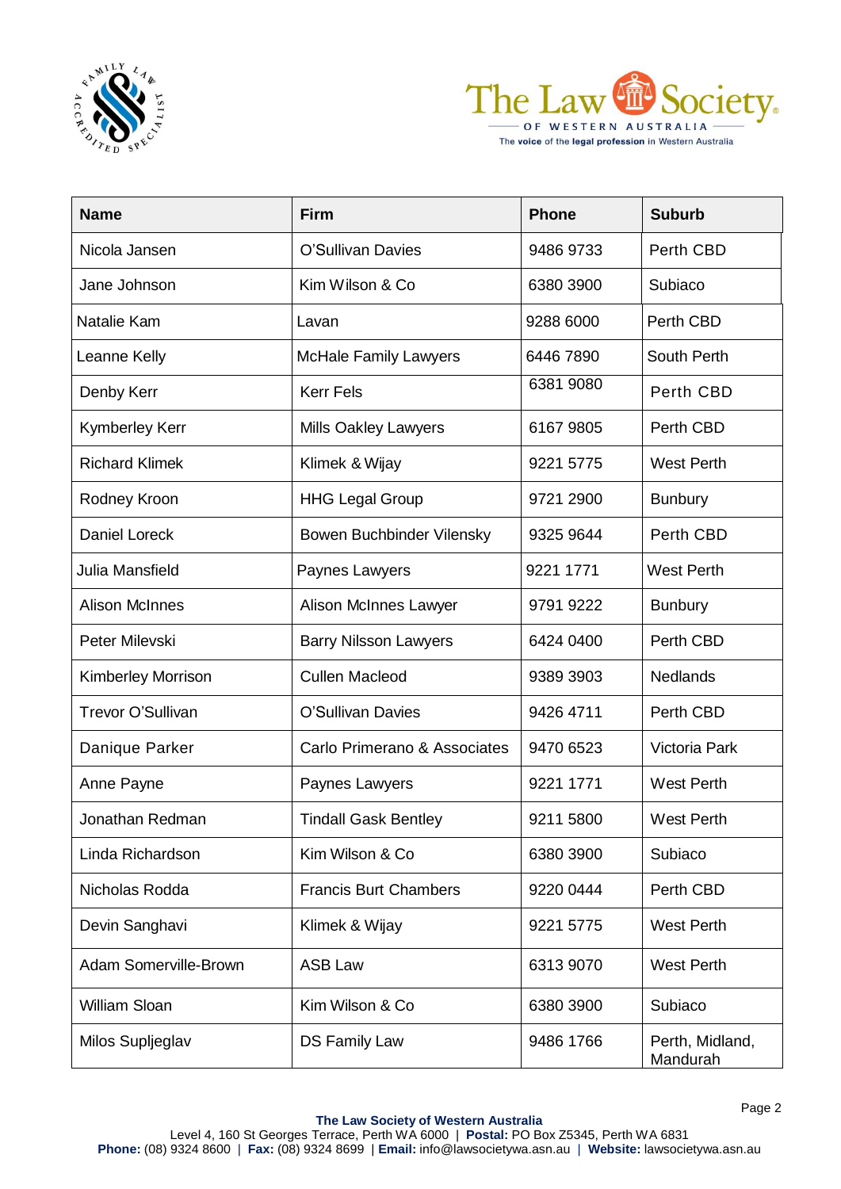| Name | Firm | Phone | Suburb |
|---|---|---|---|
| Nicola Jansen | O'Sullivan Davies | 9486 9733 | Perth CBD |
| Jane Johnson | Kim Wilson & Co | 6380 3900 | Subiaco |
| Natalie Kam | Lavan | 9288 6000 | Perth CBD |
| Leanne Kelly | McHale Family Lawyers | 6446 7890 | South Perth |
| Denby Kerr | Kerr Fels | 6381 9080 | Perth CBD |
| Kymberley Kerr | Mills Oakley Lawyers | 6167 9805 | Perth CBD |
| Richard Klimek | Klimek & Wijay | 9221 5775 | West Perth |
| Rodney Kroon | HHG Legal Group | 9721 2900 | Bunbury |
| Daniel Loreck | Bowen Buchbinder Vilensky | 9325 9644 | Perth CBD |
| Julia Mansfield | Paynes Lawyers | 9221 1771 | West Perth |
| Alison McInnes | Alison McInnes Lawyer | 9791 9222 | Bunbury |
| Peter Milevski | Barry Nilsson Lawyers | 6424 0400 | Perth CBD |
| Kimberley Morrison | Cullen Macleod | 9389 3903 | Nedlands |
| Trevor O'Sullivan | O'Sullivan Davies | 9426 4711 | Perth CBD |
| Danique Parker | Carlo Primerano & Associates | 9470 6523 | Victoria Park |
| Anne Payne | Paynes Lawyers | 9221 1771 | West Perth |
| Jonathan Redman | Tindall Gask Bentley | 9211 5800 | West Perth |
| Linda Richardson | Kim Wilson & Co | 6380 3900 | Subiaco |
| Nicholas Rodda | Francis Burt Chambers | 9220 0444 | Perth CBD |
| Devin Sanghavi | Klimek & Wijay | 9221 5775 | West Perth |
| Adam Somerville-Brown | ASB Law | 6313 9070 | West Perth |
| William Sloan | Kim Wilson & Co | 6380 3900 | Subiaco |
| Milos Supljeglav | DS Family Law | 9486 1766 | Perth, Midland, Mandurah |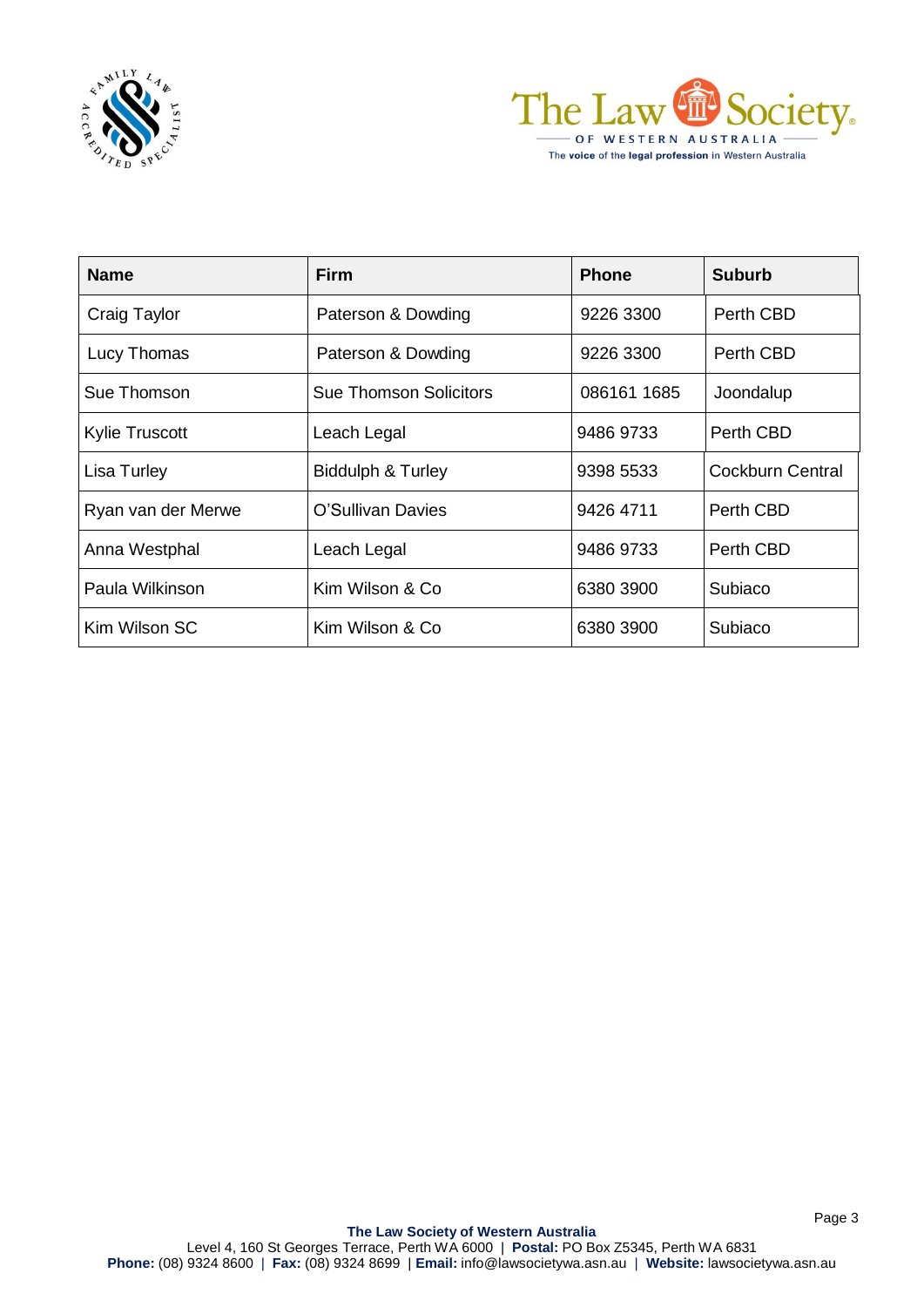| Name | Firm | Phone | Suburb |
| --- | --- | --- | --- |
| Craig Taylor | Paterson & Dowding | 9226 3300 | Perth CBD |
| Lucy Thomas | Paterson & Dowding | 9226 3300 | Perth CBD |
| Sue Thomson | Sue Thomson Solicitors | 086161 1685 | Joondalup |
| Kylie Truscott | Leach Legal | 9486 9733 | Perth CBD |
| Lisa Turley | Biddulph & Turley | 9398 5533 | Cockburn Central |
| Ryan van der Merwe | O'Sullivan Davies | 9426 4711 | Perth CBD |
| Anna Westphal | Leach Legal | 9486 9733 | Perth CBD |
| Paula Wilkinson | Kim Wilson & Co | 6380 3900 | Subiaco |
| Kim Wilson SC | Kim Wilson & Co | 6380 3900 | Subiaco |